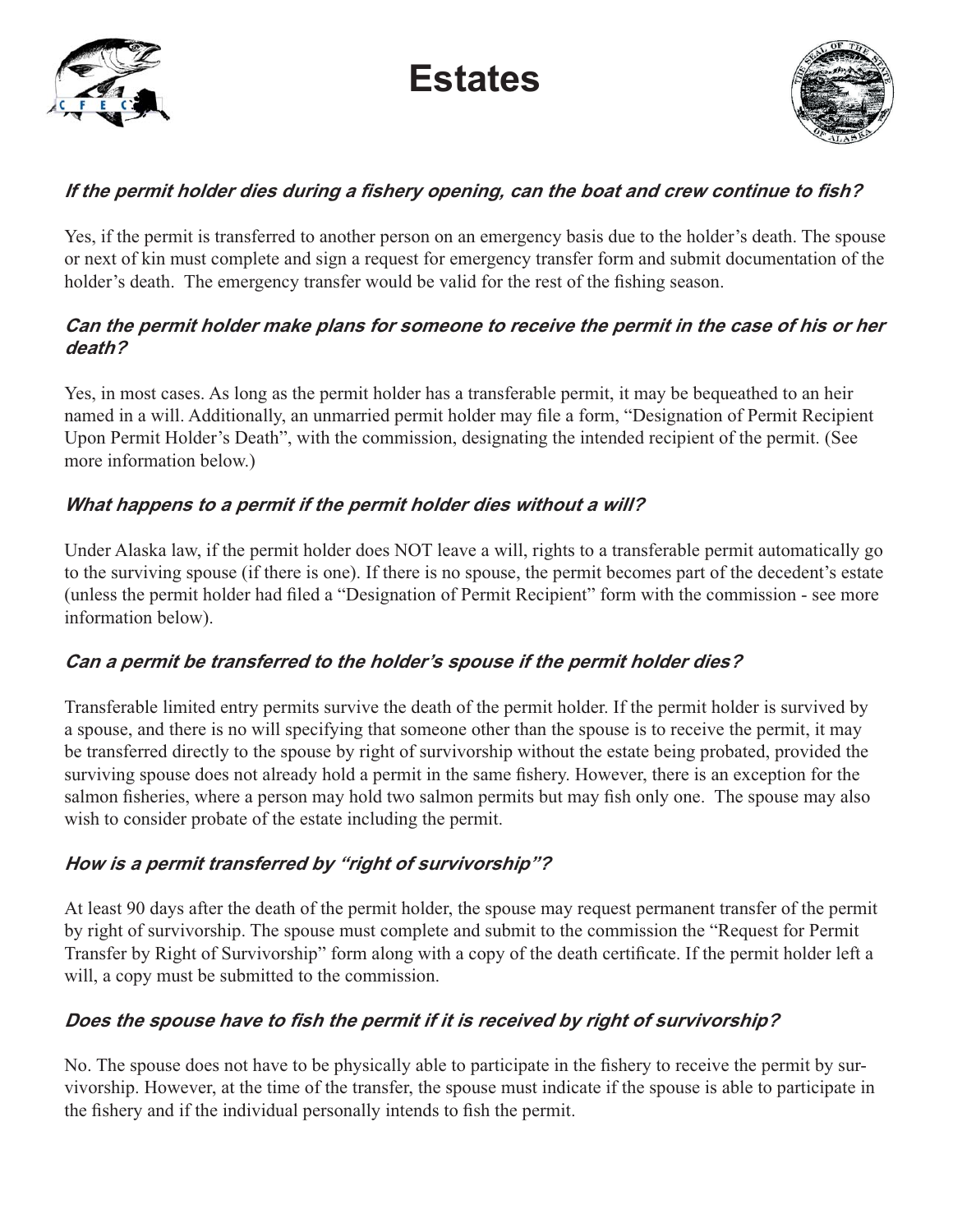# Estates

***If the permit holder dies during a fishery opening, can the boat and crew continue to fish?***

Yes, if the permit is transferred to another person on an emergency basis due to the holder's death. The spouse or next of kin must complete and sign a request for emergency transfer form and submit documentation of the holder's death. The emergency transfer would be valid for the rest of the fishing season.

***Can the permit holder make plans for someone to receive the permit in the case of his or her death?***

Yes, in most cases. As long as the permit holder has a transferable permit, it may be bequeathed to an heir named in a will. Additionally, an unmarried permit holder may file a form, "Designation of Permit Recipient Upon Permit Holder's Death", with the commission, designating the intended recipient of the permit. (See more information below.)

***What happens to a permit if the permit holder dies without a will?***

Under Alaska law, if the permit holder does NOT leave a will, rights to a transferable permit automatically go to the surviving spouse (if there is one). If there is no spouse, the permit becomes part of the decedent's estate (unless the permit holder had filed a "Designation of Permit Recipient" form with the commission - see more information below).

***Can a permit be transferred to the holder's spouse if the permit holder dies?***

Transferable limited entry permits survive the death of the permit holder. If the permit holder is survived by a spouse, and there is no will specifying that someone other than the spouse is to receive the permit, it may be transferred directly to the spouse by right of survivorship without the estate being probated, provided the surviving spouse does not already hold a permit in the same fishery. However, there is an exception for the salmon fisheries, where a person may hold two salmon permits but may fish only one. The spouse may also wish to consider probate of the estate including the permit.

***How is a permit transferred by "right of survivorship"?***

At least 90 days after the death of the permit holder, the spouse may request permanent transfer of the permit by right of survivorship. The spouse must complete and submit to the commission the "Request for Permit Transfer by Right of Survivorship" form along with a copy of the death certificate. If the permit holder left a will, a copy must be submitted to the commission.

***Does the spouse have to fish the permit if it is received by right of survivorship?***

No. The spouse does not have to be physically able to participate in the fishery to receive the permit by survivorship. However, at the time of the transfer, the spouse must indicate if the spouse is able to participate in the fishery and if the individual personally intends to fish the permit.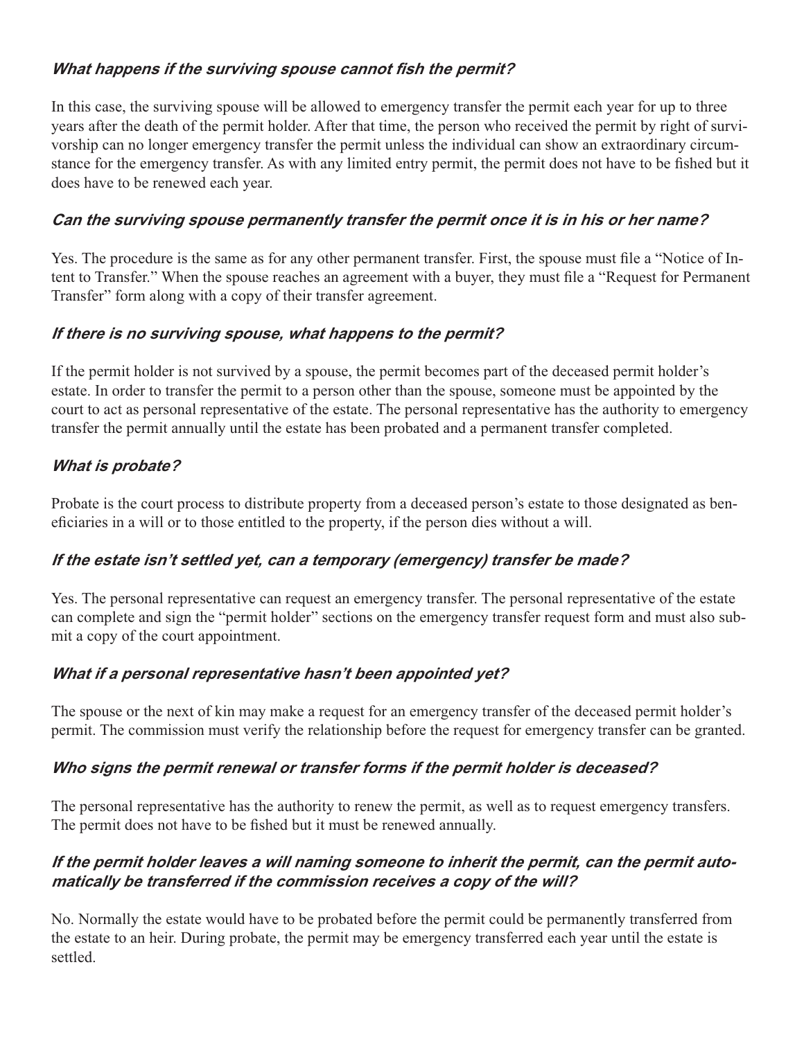### *What happens if the surviving spouse cannot fish the permit?*

In this case, the surviving spouse will be allowed to emergency transfer the permit each year for up to three years after the death of the permit holder. After that time, the person who received the permit by right of survivorship can no longer emergency transfer the permit unless the individual can show an extraordinary circumstance for the emergency transfer. As with any limited entry permit, the permit does not have to be fished but it does have to be renewed each year.

### *Can the surviving spouse permanently transfer the permit once it is in his or her name?*

Yes. The procedure is the same as for any other permanent transfer. First, the spouse must file a "Notice of Intent to Transfer." When the spouse reaches an agreement with a buyer, they must file a "Request for Permanent Transfer" form along with a copy of their transfer agreement.

### *If there is no surviving spouse, what happens to the permit?*

If the permit holder is not survived by a spouse, the permit becomes part of the deceased permit holder's estate. In order to transfer the permit to a person other than the spouse, someone must be appointed by the court to act as personal representative of the estate. The personal representative has the authority to emergency transfer the permit annually until the estate has been probated and a permanent transfer completed.

### *What is probate?*

Probate is the court process to distribute property from a deceased person's estate to those designated as beneficiaries in a will or to those entitled to the property, if the person dies without a will.

### *If the estate isn't settled yet, can a temporary (emergency) transfer be made?*

Yes. The personal representative can request an emergency transfer. The personal representative of the estate can complete and sign the "permit holder" sections on the emergency transfer request form and must also submit a copy of the court appointment.

### *What if a personal representative hasn't been appointed yet?*

The spouse or the next of kin may make a request for an emergency transfer of the deceased permit holder's permit. The commission must verify the relationship before the request for emergency transfer can be granted.

### *Who signs the permit renewal or transfer forms if the permit holder is deceased?*

The personal representative has the authority to renew the permit, as well as to request emergency transfers. The permit does not have to be fished but it must be renewed annually.

### *If the permit holder leaves a will naming someone to inherit the permit, can the permit automatically be transferred if the commission receives a copy of the will?*

No. Normally the estate would have to be probated before the permit could be permanently transferred from the estate to an heir. During probate, the permit may be emergency transferred each year until the estate is settled.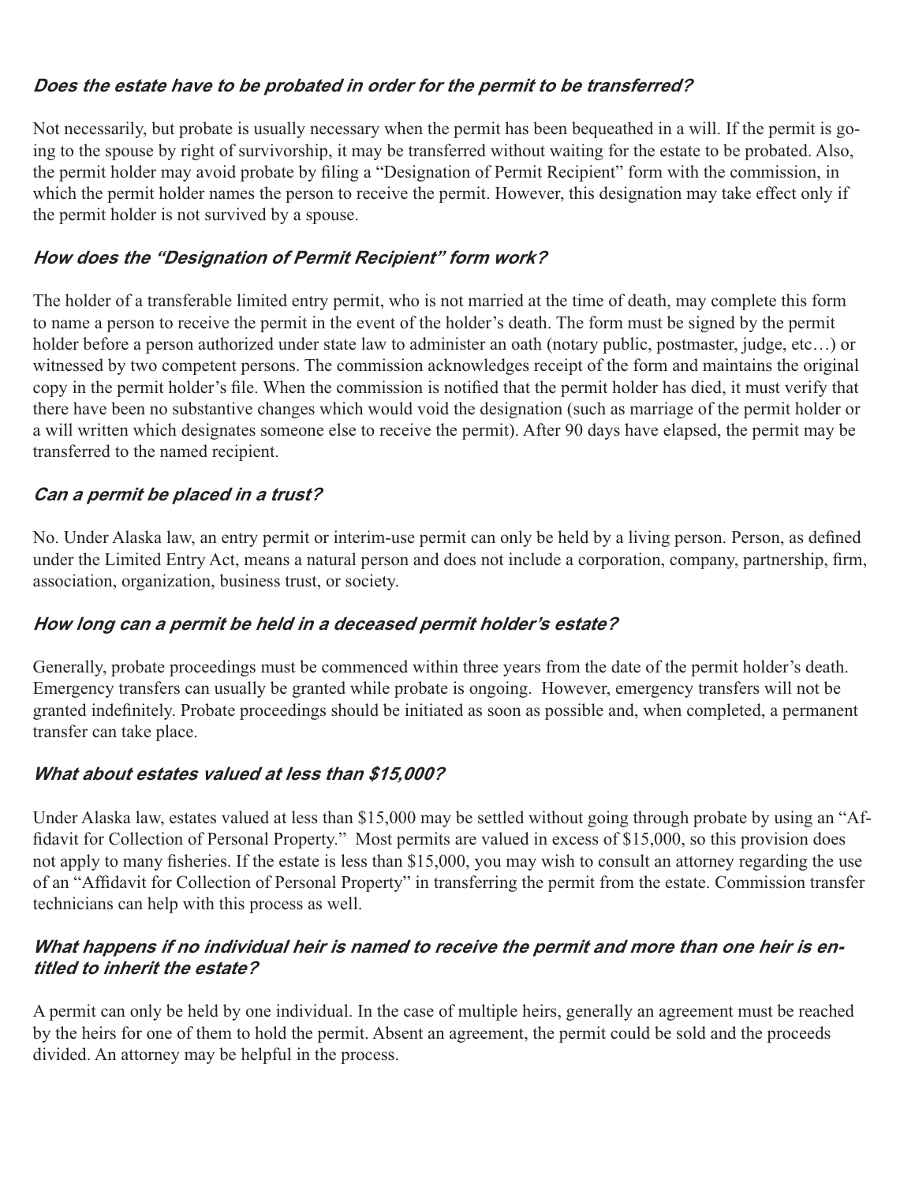### *Does the estate have to be probated in order for the permit to be transferred?*

Not necessarily, but probate is usually necessary when the permit has been bequeathed in a will. If the permit is going to the spouse by right of survivorship, it may be transferred without waiting for the estate to be probated. Also, the permit holder may avoid probate by filing a "Designation of Permit Recipient" form with the commission, in which the permit holder names the person to receive the permit. However, this designation may take effect only if the permit holder is not survived by a spouse.

### *How does the "Designation of Permit Recipient" form work?*

The holder of a transferable limited entry permit, who is not married at the time of death, may complete this form to name a person to receive the permit in the event of the holder's death. The form must be signed by the permit holder before a person authorized under state law to administer an oath (notary public, postmaster, judge, etc…) or witnessed by two competent persons. The commission acknowledges receipt of the form and maintains the original copy in the permit holder's file. When the commission is notified that the permit holder has died, it must verify that there have been no substantive changes which would void the designation (such as marriage of the permit holder or a will written which designates someone else to receive the permit). After 90 days have elapsed, the permit may be transferred to the named recipient.

### *Can a permit be placed in a trust?*

No. Under Alaska law, an entry permit or interim-use permit can only be held by a living person. Person, as defined under the Limited Entry Act, means a natural person and does not include a corporation, company, partnership, firm, association, organization, business trust, or society.

### *How long can a permit be held in a deceased permit holder's estate?*

Generally, probate proceedings must be commenced within three years from the date of the permit holder's death. Emergency transfers can usually be granted while probate is ongoing. However, emergency transfers will not be granted indefinitely. Probate proceedings should be initiated as soon as possible and, when completed, a permanent transfer can take place.

### *What about estates valued at less than $15,000?*

Under Alaska law, estates valued at less than $15,000 may be settled without going through probate by using an "Affidavit for Collection of Personal Property." Most permits are valued in excess of $15,000, so this provision does not apply to many fisheries. If the estate is less than $15,000, you may wish to consult an attorney regarding the use of an "Affidavit for Collection of Personal Property" in transferring the permit from the estate. Commission transfer technicians can help with this process as well.

### *What happens if no individual heir is named to receive the permit and more than one heir is entitled to inherit the estate?*

A permit can only be held by one individual. In the case of multiple heirs, generally an agreement must be reached by the heirs for one of them to hold the permit. Absent an agreement, the permit could be sold and the proceeds divided. An attorney may be helpful in the process.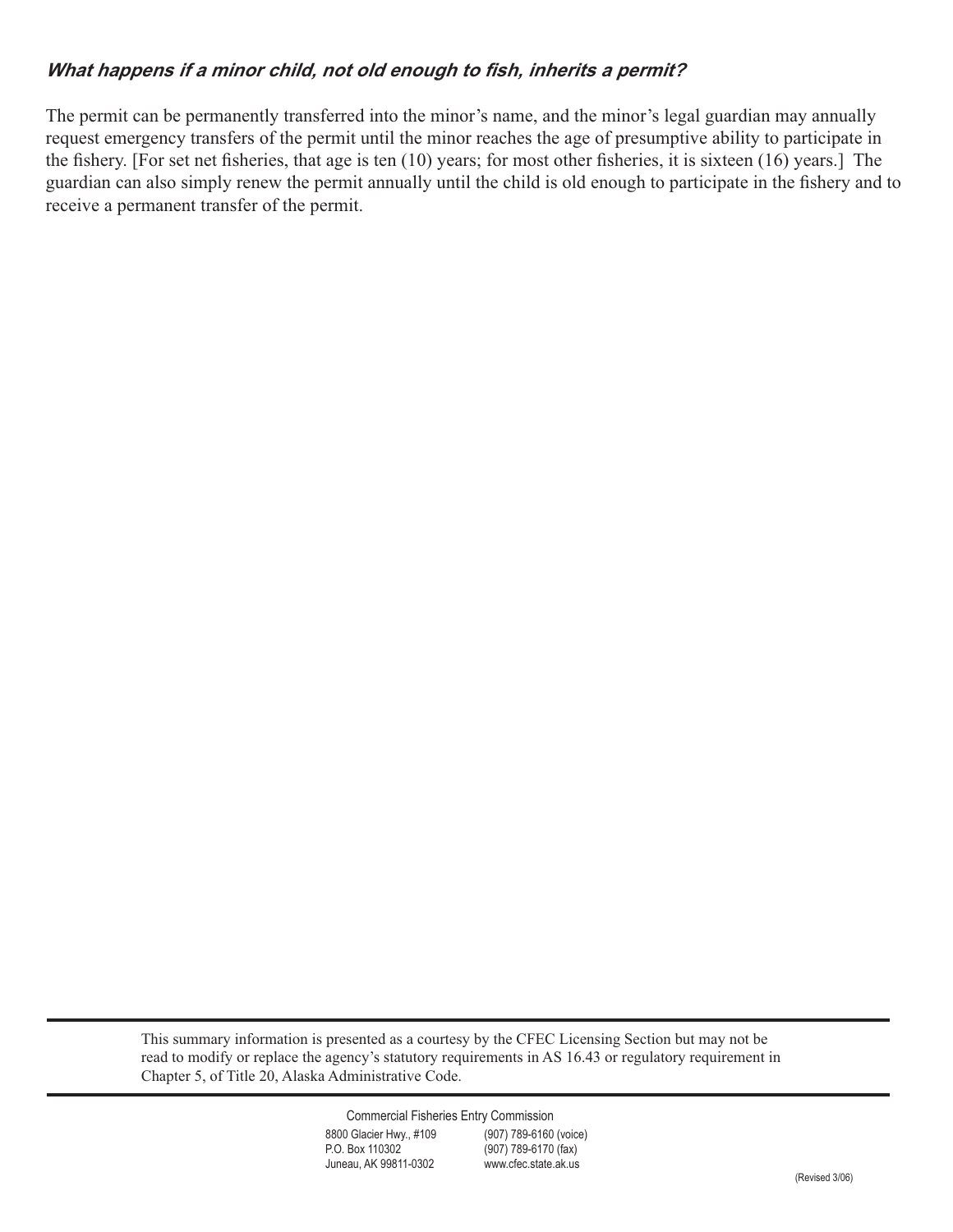***What happens if a minor child, not old enough to fish, inherits a permit?***

The permit can be permanently transferred into the minor's name, and the minor's legal guardian may annually request emergency transfers of the permit until the minor reaches the age of presumptive ability to participate in the fishery. [For set net fisheries, that age is ten (10) years; for most other fisheries, it is sixteen (16) years.] The guardian can also simply renew the permit annually until the child is old enough to participate in the fishery and to receive a permanent transfer of the permit.

---

This summary information is presented as a courtesy by the CFEC Licensing Section but may not be read to modify or replace the agency's statutory requirements in AS 16.43 or regulatory requirement in Chapter 5, of Title 20, Alaska Administrative Code.

---

Commercial Fisheries Entry Commission

8800 Glacier Hwy., #109
P.O. Box 110302
Juneau, AK 99811-0302

(907) 789-6160 (voice)
(907) 789-6170 (fax)
www.cfec.state.ak.us

(Revised 3/06)